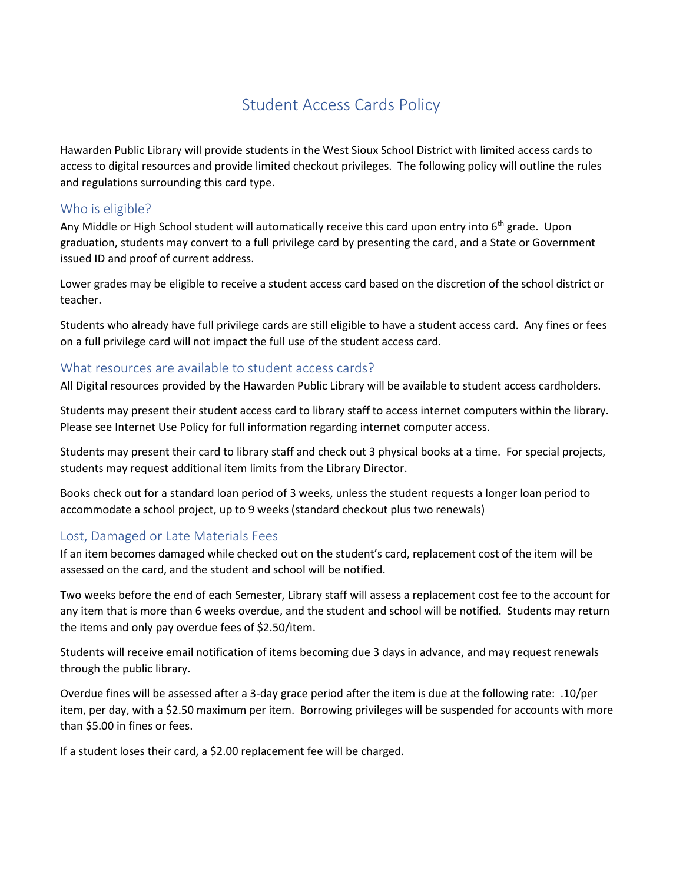# Student Access Cards Policy

Hawarden Public Library will provide students in the West Sioux School District with limited access cards to access to digital resources and provide limited checkout privileges. The following policy will outline the rules and regulations surrounding this card type.

## Who is eligible?

Any Middle or High School student will automatically receive this card upon entry into 6th grade. Upon graduation, students may convert to a full privilege card by presenting the card, and a State or Government issued ID and proof of current address.

Lower grades may be eligible to receive a student access card based on the discretion of the school district or teacher.

Students who already have full privilege cards are still eligible to have a student access card. Any fines or fees on a full privilege card will not impact the full use of the student access card.

## What resources are available to student access cards?

All Digital resources provided by the Hawarden Public Library will be available to student access cardholders.

Students may present their student access card to library staff to access internet computers within the library. Please see Internet Use Policy for full information regarding internet computer access.

Students may present their card to library staff and check out 3 physical books at a time. For special projects, students may request additional item limits from the Library Director.

Books check out for a standard loan period of 3 weeks, unless the student requests a longer loan period to accommodate a school project, up to 9 weeks (standard checkout plus two renewals)

## Lost, Damaged or Late Materials Fees

If an item becomes damaged while checked out on the student's card, replacement cost of the item will be assessed on the card, and the student and school will be notified.

Two weeks before the end of each Semester, Library staff will assess a replacement cost fee to the account for any item that is more than 6 weeks overdue, and the student and school will be notified. Students may return the items and only pay overdue fees of $2.50/item.

Students will receive email notification of items becoming due 3 days in advance, and may request renewals through the public library.

Overdue fines will be assessed after a 3-day grace period after the item is due at the following rate: .10/per item, per day, with a $2.50 maximum per item. Borrowing privileges will be suspended for accounts with more than $5.00 in fines or fees.

If a student loses their card, a $2.00 replacement fee will be charged.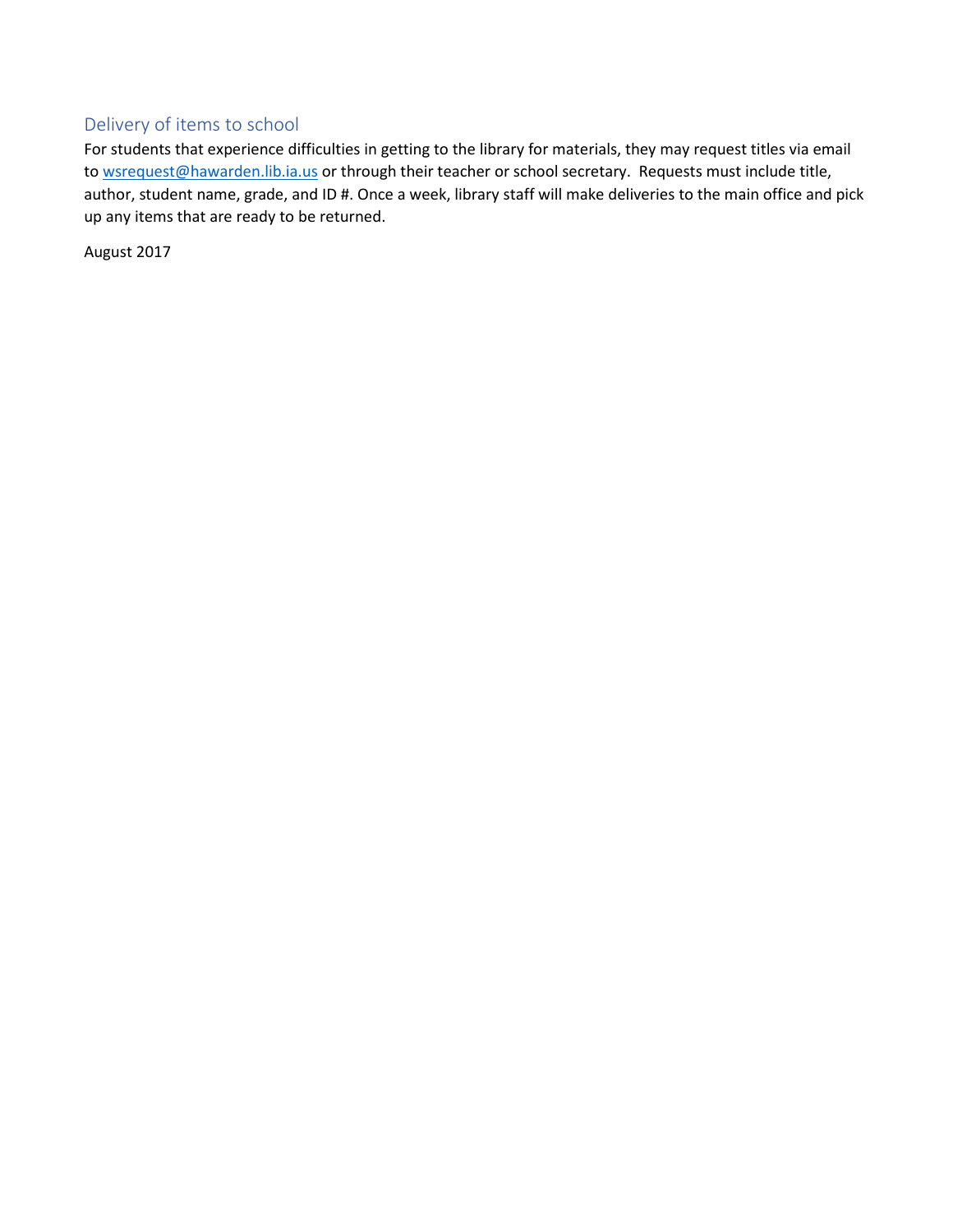## Delivery of items to school

For students that experience difficulties in getting to the library for materials, they may request titles via email to wsrequest@hawarden.lib.ia.us or through their teacher or school secretary. Requests must include title, author, student name, grade, and ID #. Once a week, library staff will make deliveries to the main office and pick up any items that are ready to be returned.

August 2017